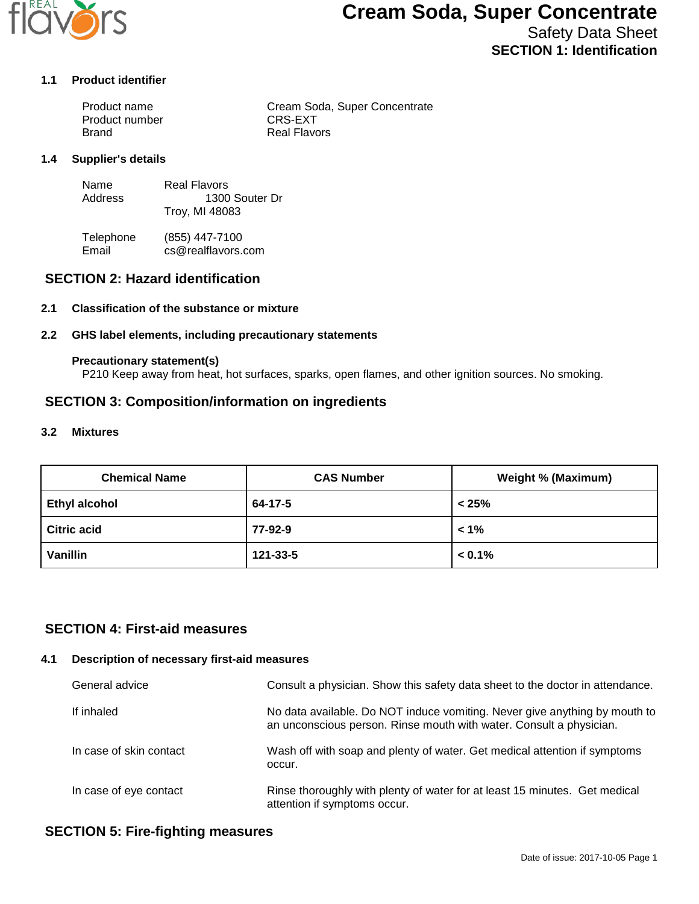# Cream Soda, Super Concentrate

Safety Data Sheet

## SECTION 1: Identification

### 1.1 Product identifier

| | |
|---|---|
| Product name | Cream Soda, Super Concentrate |
| Product number | CRS-EXT |
| Brand | Real Flavors |

### 1.4 Supplier's details

| | |
|---|---|
| Name | Real Flavors |
| Address | 1300 Souter Dr<br>Troy, MI 48083 |
| Telephone | (855) 447-7100 |
| Email | cs@realflavors.com |

## SECTION 2: Hazard identification

### 2.1 Classification of the substance or mixture

### 2.2 GHS label elements, including precautionary statements

**Precautionary statement(s)**

P210 Keep away from heat, hot surfaces, sparks, open flames, and other ignition sources. No smoking.

## SECTION 3: Composition/information on ingredients

### 3.2 Mixtures

| Chemical Name | CAS Number | Weight % (Maximum) |
|---|---|---|
| **Ethyl alcohol** | **64-17-5** | **< 25%** |
| **Citric acid** | **77-92-9** | **< 1%** |
| **Vanillin** | **121-33-5** | **< 0.1%** |

## SECTION 4: First-aid measures

### 4.1 Description of necessary first-aid measures

| | |
|---|---|
| General advice | Consult a physician. Show this safety data sheet to the doctor in attendance. |
| If inhaled | No data available. Do NOT induce vomiting. Never give anything by mouth to an unconscious person. Rinse mouth with water. Consult a physician. |
| In case of skin contact | Wash off with soap and plenty of water. Get medical attention if symptoms occur. |
| In case of eye contact | Rinse thoroughly with plenty of water for at least 15 minutes. Get medical attention if symptoms occur. |

## SECTION 5: Fire-fighting measures

Date of issue: 2017-10-05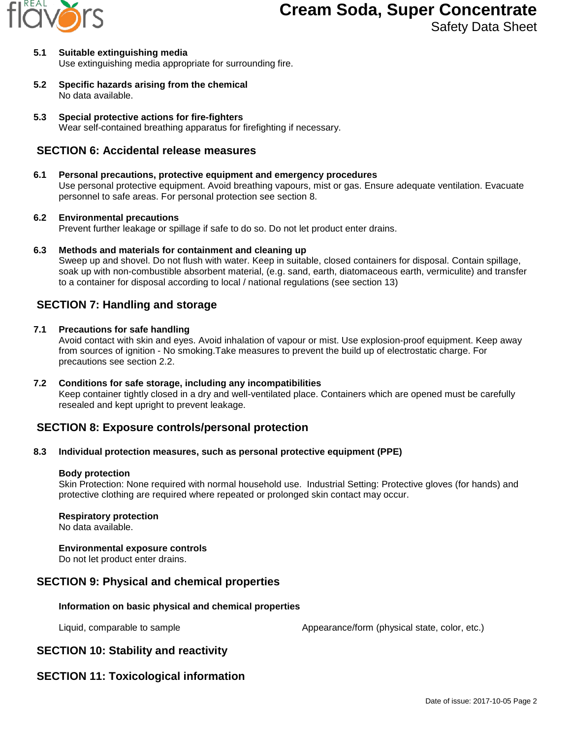**5.1 Suitable extinguishing media**

Use extinguishing media appropriate for surrounding fire.

**5.2 Specific hazards arising from the chemical**

No data available.

**5.3 Special protective actions for fire-fighters**

Wear self-contained breathing apparatus for firefighting if necessary.

## SECTION 6: Accidental release measures

**6.1 Personal precautions, protective equipment and emergency procedures**

Use personal protective equipment. Avoid breathing vapours, mist or gas. Ensure adequate ventilation. Evacuate personnel to safe areas. For personal protection see section 8.

**6.2 Environmental precautions**

Prevent further leakage or spillage if safe to do so. Do not let product enter drains.

**6.3 Methods and materials for containment and cleaning up**

Sweep up and shovel. Do not flush with water. Keep in suitable, closed containers for disposal. Contain spillage, soak up with non-combustible absorbent material, (e.g. sand, earth, diatomaceous earth, vermiculite) and transfer to a container for disposal according to local / national regulations (see section 13)

## SECTION 7: Handling and storage

**7.1 Precautions for safe handling**

Avoid contact with skin and eyes. Avoid inhalation of vapour or mist. Use explosion-proof equipment. Keep away from sources of ignition - No smoking.Take measures to prevent the build up of electrostatic charge. For precautions see section 2.2.

**7.2 Conditions for safe storage, including any incompatibilities**

Keep container tightly closed in a dry and well-ventilated place. Containers which are opened must be carefully resealed and kept upright to prevent leakage.

## SECTION 8: Exposure controls/personal protection

**8.3 Individual protection measures, such as personal protective equipment (PPE)**

**Body protection**

Skin Protection: None required with normal household use. Industrial Setting: Protective gloves (for hands) and protective clothing are required where repeated or prolonged skin contact may occur.

**Respiratory protection**

No data available.

**Environmental exposure controls**

Do not let product enter drains.

## SECTION 9: Physical and chemical properties

**Information on basic physical and chemical properties**

Liquid, comparable to sample — Appearance/form (physical state, color, etc.)

## SECTION 10: Stability and reactivity

## SECTION 11: Toxicological information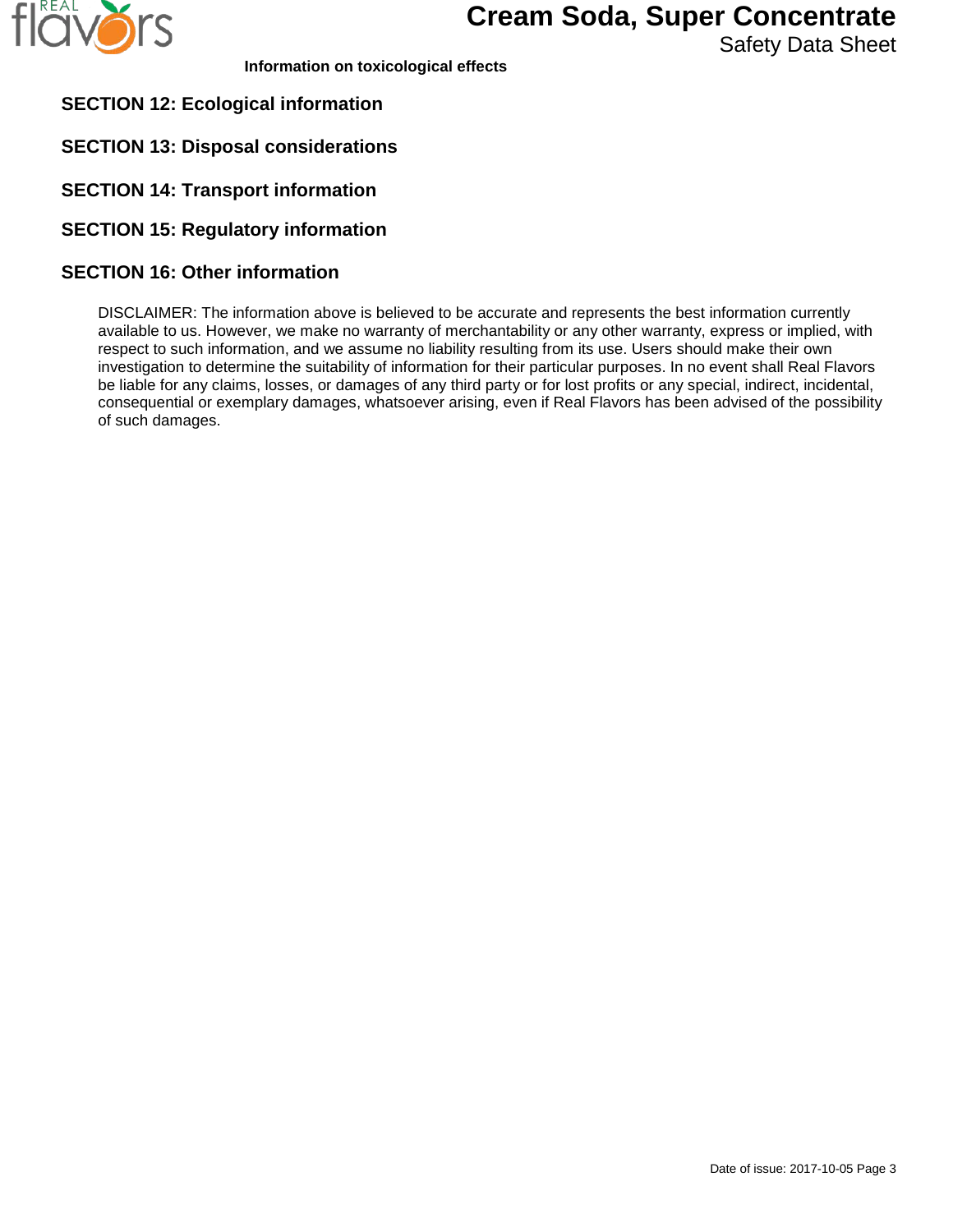**Information on toxicological effects**

## SECTION 12: Ecological information

## SECTION 13: Disposal considerations

## SECTION 14: Transport information

## SECTION 15: Regulatory information

## SECTION 16: Other information

DISCLAIMER: The information above is believed to be accurate and represents the best information currently available to us. However, we make no warranty of merchantability or any other warranty, express or implied, with respect to such information, and we assume no liability resulting from its use. Users should make their own investigation to determine the suitability of information for their particular purposes. In no event shall Real Flavors be liable for any claims, losses, or damages of any third party or for lost profits or any special, indirect, incidental, consequential or exemplary damages, whatsoever arising, even if Real Flavors has been advised of the possibility of such damages.

Date of issue: 2017-10-05